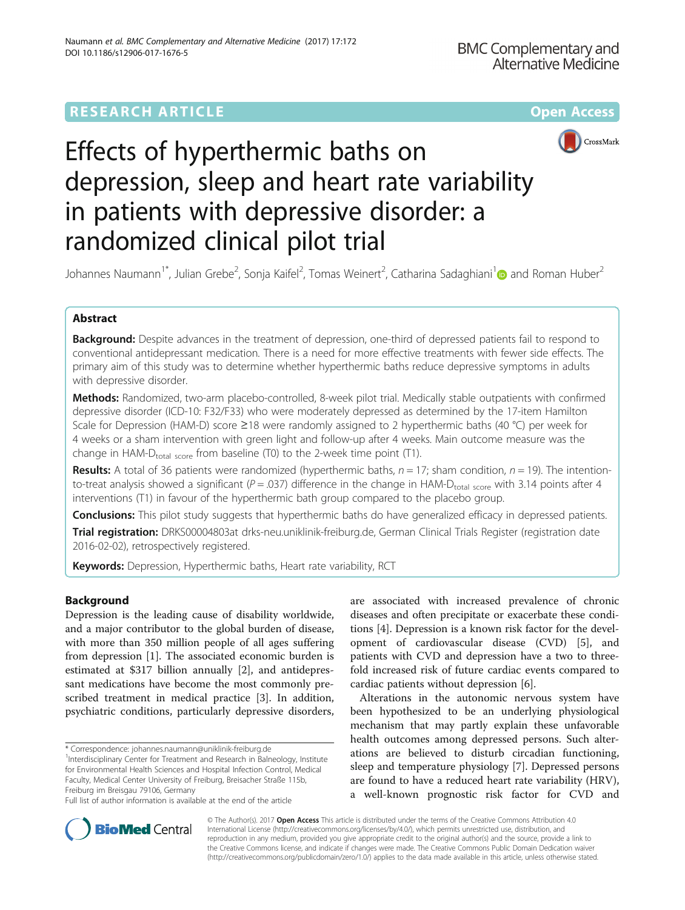RESEARCH ARTICLE

Open Access

# Effects of hyperthermic baths on depression, sleep and heart rate variability in patients with depressive disorder: a randomized clinical pilot trial

Johannes Naumann[1*], Julian Grebe[2], Sonja Kaifel[2], Tomas Weinert[2], Catharina Sadaghiani[1] and Roman Huber[2]

## Abstract

**Background:** Despite advances in the treatment of depression, one-third of depressed patients fail to respond to conventional antidepressant medication. There is a need for more effective treatments with fewer side effects. The primary aim of this study was to determine whether hyperthermic baths reduce depressive symptoms in adults with depressive disorder.

**Methods:** Randomized, two-arm placebo-controlled, 8-week pilot trial. Medically stable outpatients with confirmed depressive disorder (ICD-10: F32/F33) who were moderately depressed as determined by the 17-item Hamilton Scale for Depression (HAM-D) score ≥18 were randomly assigned to 2 hyperthermic baths (40 °C) per week for 4 weeks or a sham intervention with green light and follow-up after 4 weeks. Main outcome measure was the change in $\text{HAM-D}_{\text{total score}}$ from baseline (T0) to the 2-week time point (T1).

**Results:** A total of 36 patients were randomized (hyperthermic baths, $n = 17$; sham condition, $n = 19$). The intention-to-treat analysis showed a significant ($P = .037$) difference in the change in $\text{HAM-D}_{\text{total score}}$ with 3.14 points after 4 interventions (T1) in favour of the hyperthermic bath group compared to the placebo group.

**Conclusions:** This pilot study suggests that hyperthermic baths do have generalized efficacy in depressed patients.

**Trial registration:** DRKS00004803at drks-neu.uniklinik-freiburg.de, German Clinical Trials Register (registration date 2016-02-02), retrospectively registered.

**Keywords:** Depression, Hyperthermic baths, Heart rate variability, RCT

## Background

Depression is the leading cause of disability worldwide, and a major contributor to the global burden of disease, with more than 350 million people of all ages suffering from depression [1]. The associated economic burden is estimated at $317 billion annually [2], and antidepressant medications have become the most commonly prescribed treatment in medical practice [3]. In addition, psychiatric conditions, particularly depressive disorders, are associated with increased prevalence of chronic diseases and often precipitate or exacerbate these conditions [4]. Depression is a known risk factor for the development of cardiovascular disease (CVD) [5], and patients with CVD and depression have a two to three-fold increased risk of future cardiac events compared to cardiac patients without depression [6].

Alterations in the autonomic nervous system have been hypothesized to be an underlying physiological mechanism that may partly explain these unfavorable health outcomes among depressed persons. Such alterations are believed to disturb circadian functioning, sleep and temperature physiology [7]. Depressed persons are found to have a reduced heart rate variability (HRV), a well-known prognostic risk factor for CVD and

\* Correspondence: johannes.naumann@uniklinik-freiburg.de
[1]Interdisciplinary Center for Treatment and Research in Balneology, Institute for Environmental Health Sciences and Hospital Infection Control, Medical Faculty, Medical Center University of Freiburg, Breisacher Straße 115b, Freiburg im Breisgau 79106, Germany
Full list of author information is available at the end of the article

© The Author(s). 2017 **Open Access** This article is distributed under the terms of the Creative Commons Attribution 4.0 International License (http://creativecommons.org/licenses/by/4.0/), which permits unrestricted use, distribution, and reproduction in any medium, provided you give appropriate credit to the original author(s) and the source, provide a link to the Creative Commons license, and indicate if changes were made. The Creative Commons Public Domain Dedication waiver (http://creativecommons.org/publicdomain/zero/1.0/) applies to the data made available in this article, unless otherwise stated.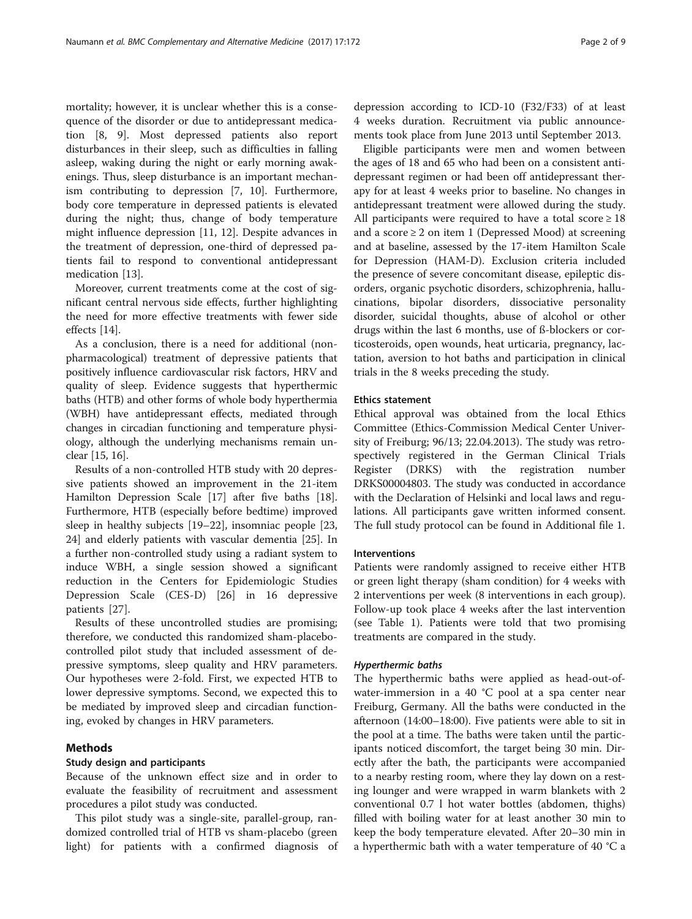mortality; however, it is unclear whether this is a consequence of the disorder or due to antidepressant medication [8, 9]. Most depressed patients also report disturbances in their sleep, such as difficulties in falling asleep, waking during the night or early morning awakenings. Thus, sleep disturbance is an important mechanism contributing to depression [7, 10]. Furthermore, body core temperature in depressed patients is elevated during the night; thus, change of body temperature might influence depression [11, 12]. Despite advances in the treatment of depression, one-third of depressed patients fail to respond to conventional antidepressant medication [13].

Moreover, current treatments come at the cost of significant central nervous side effects, further highlighting the need for more effective treatments with fewer side effects [14].

As a conclusion, there is a need for additional (non-pharmacological) treatment of depressive patients that positively influence cardiovascular risk factors, HRV and quality of sleep. Evidence suggests that hyperthermic baths (HTB) and other forms of whole body hyperthermia (WBH) have antidepressant effects, mediated through changes in circadian functioning and temperature physiology, although the underlying mechanisms remain unclear [15, 16].

Results of a non-controlled HTB study with 20 depressive patients showed an improvement in the 21-item Hamilton Depression Scale [17] after five baths [18]. Furthermore, HTB (especially before bedtime) improved sleep in healthy subjects [19–22], insomniac people [23, 24] and elderly patients with vascular dementia [25]. In a further non-controlled study using a radiant system to induce WBH, a single session showed a significant reduction in the Centers for Epidemiologic Studies Depression Scale (CES-D) [26] in 16 depressive patients [27].

Results of these uncontrolled studies are promising; therefore, we conducted this randomized sham-placebo-controlled pilot study that included assessment of depressive symptoms, sleep quality and HRV parameters. Our hypotheses were 2-fold. First, we expected HTB to lower depressive symptoms. Second, we expected this to be mediated by improved sleep and circadian functioning, evoked by changes in HRV parameters.

## Methods

### Study design and participants

Because of the unknown effect size and in order to evaluate the feasibility of recruitment and assessment procedures a pilot study was conducted.

This pilot study was a single-site, parallel-group, randomized controlled trial of HTB vs sham-placebo (green light) for patients with a confirmed diagnosis of depression according to ICD-10 (F32/F33) of at least 4 weeks duration. Recruitment via public announcements took place from June 2013 until September 2013.

Eligible participants were men and women between the ages of 18 and 65 who had been on a consistent antidepressant regimen or had been off antidepressant therapy for at least 4 weeks prior to baseline. No changes in antidepressant treatment were allowed during the study. All participants were required to have a total score ≥ 18 and a score ≥ 2 on item 1 (Depressed Mood) at screening and at baseline, assessed by the 17-item Hamilton Scale for Depression (HAM-D). Exclusion criteria included the presence of severe concomitant disease, epileptic disorders, organic psychotic disorders, schizophrenia, hallucinations, bipolar disorders, dissociative personality disorder, suicidal thoughts, abuse of alcohol or other drugs within the last 6 months, use of ß-blockers or corticosteroids, open wounds, heat urticaria, pregnancy, lactation, aversion to hot baths and participation in clinical trials in the 8 weeks preceding the study.

### Ethics statement

Ethical approval was obtained from the local Ethics Committee (Ethics-Commission Medical Center University of Freiburg; 96/13; 22.04.2013). The study was retrospectively registered in the German Clinical Trials Register (DRKS) with the registration number DRKS00004803. The study was conducted in accordance with the Declaration of Helsinki and local laws and regulations. All participants gave written informed consent. The full study protocol can be found in Additional file 1.

### Interventions

Patients were randomly assigned to receive either HTB or green light therapy (sham condition) for 4 weeks with 2 interventions per week (8 interventions in each group). Follow-up took place 4 weeks after the last intervention (see Table 1). Patients were told that two promising treatments are compared in the study.

#### *Hyperthermic baths*

The hyperthermic baths were applied as head-out-of-water-immersion in a 40 °C pool at a spa center near Freiburg, Germany. All the baths were conducted in the afternoon (14:00–18:00). Five patients were able to sit in the pool at a time. The baths were taken until the participants noticed discomfort, the target being 30 min. Directly after the bath, the participants were accompanied to a nearby resting room, where they lay down on a resting lounger and were wrapped in warm blankets with 2 conventional 0.7 l hot water bottles (abdomen, thighs) filled with boiling water for at least another 30 min to keep the body temperature elevated. After 20–30 min in a hyperthermic bath with a water temperature of 40 °C a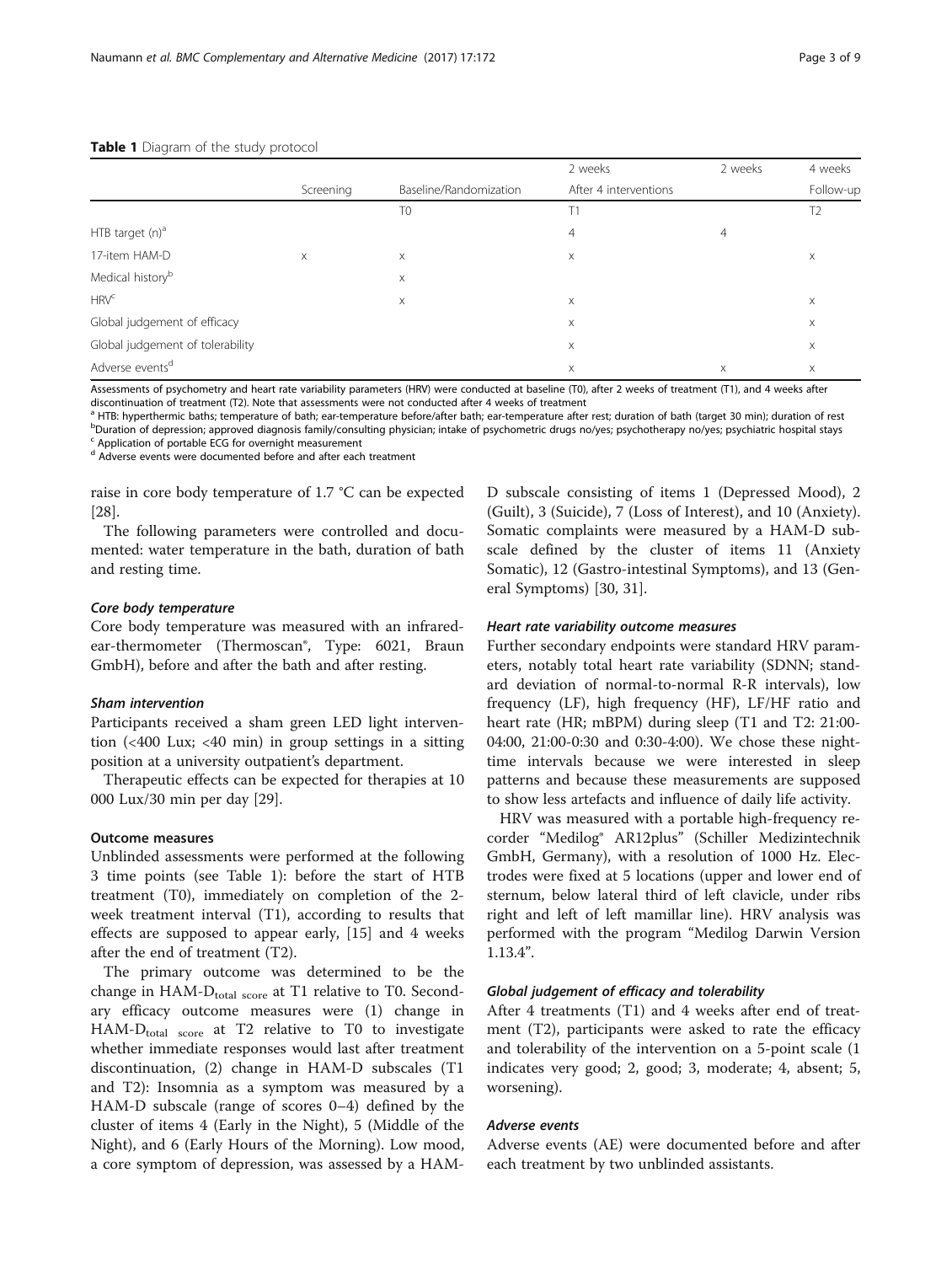**Table 1** Diagram of the study protocol

| | Screening | Baseline/Randomization | 2 weeks | 2 weeks | 4 weeks |
|---|---|---|---|---|---|
| | | | After 4 interventions | | Follow-up |
| | | T0 | T1 | | T2 |
| HTB target (n)[a] | | | 4 | 4 | |
| 17-item HAM-D | x | x | x | | x |
| Medical history[b] | | x | | | |
| HRV[c] | | x | x | | x |
| Global judgement of efficacy | | | x | | x |
| Global judgement of tolerability | | | x | | x |
| Adverse events[d] | | | x | x | x |

Assessments of psychometry and heart rate variability parameters (HRV) were conducted at baseline (T0), after 2 weeks of treatment (T1), and 4 weeks after discontinuation of treatment (T2). Note that assessments were not conducted after 4 weeks of treatment

[a] HTB: hyperthermic baths; temperature of bath; ear-temperature before/after bath; ear-temperature after rest; duration of bath (target 30 min); duration of rest

[b] Duration of depression; approved diagnosis family/consulting physician; intake of psychometric drugs no/yes; psychotherapy no/yes; psychiatric hospital stays

[c] Application of portable ECG for overnight measurement

[d] Adverse events were documented before and after each treatment

raise in core body temperature of 1.7 °C can be expected [28].

The following parameters were controlled and documented: water temperature in the bath, duration of bath and resting time.

#### *Core body temperature*

Core body temperature was measured with an infrared-ear-thermometer (Thermoscan®, Type: 6021, Braun GmbH), before and after the bath and after resting.

#### *Sham intervention*

Participants received a sham green LED light intervention (<400 Lux; <40 min) in group settings in a sitting position at a university outpatient's department.

Therapeutic effects can be expected for therapies at 10 000 Lux/30 min per day [29].

### Outcome measures

Unblinded assessments were performed at the following 3 time points (see Table 1): before the start of HTB treatment (T0), immediately on completion of the 2-week treatment interval (T1), according to results that effects are supposed to appear early, [15] and 4 weeks after the end of treatment (T2).

The primary outcome was determined to be the change in $\text{HAM-D}_{\text{total score}}$ at T1 relative to T0. Secondary efficacy outcome measures were (1) change in $\text{HAM-D}_{\text{total score}}$ at T2 relative to T0 to investigate whether immediate responses would last after treatment discontinuation, (2) change in HAM-D subscales (T1 and T2): Insomnia as a symptom was measured by a HAM-D subscale (range of scores 0–4) defined by the cluster of items 4 (Early in the Night), 5 (Middle of the Night), and 6 (Early Hours of the Morning). Low mood, a core symptom of depression, was assessed by a HAM-D subscale consisting of items 1 (Depressed Mood), 2 (Guilt), 3 (Suicide), 7 (Loss of Interest), and 10 (Anxiety). Somatic complaints were measured by a HAM-D subscale defined by the cluster of items 11 (Anxiety Somatic), 12 (Gastro-intestinal Symptoms), and 13 (General Symptoms) [30, 31].

#### *Heart rate variability outcome measures*

Further secondary endpoints were standard HRV parameters, notably total heart rate variability (SDNN; standard deviation of normal-to-normal R-R intervals), low frequency (LF), high frequency (HF), LF/HF ratio and heart rate (HR; mBPM) during sleep (T1 and T2: 21:00-04:00, 21:00-0:30 and 0:30-4:00). We chose these night-time intervals because we were interested in sleep patterns and because these measurements are supposed to show less artefacts and influence of daily life activity.

HRV was measured with a portable high-frequency recorder "Medilog® AR12plus" (Schiller Medizintechnik GmbH, Germany), with a resolution of 1000 Hz. Electrodes were fixed at 5 locations (upper and lower end of sternum, below lateral third of left clavicle, under ribs right and left of left mamillar line). HRV analysis was performed with the program "Medilog Darwin Version 1.13.4".

#### *Global judgement of efficacy and tolerability*

After 4 treatments (T1) and 4 weeks after end of treatment (T2), participants were asked to rate the efficacy and tolerability of the intervention on a 5-point scale (1 indicates very good; 2, good; 3, moderate; 4, absent; 5, worsening).

#### *Adverse events*

Adverse events (AE) were documented before and after each treatment by two unblinded assistants.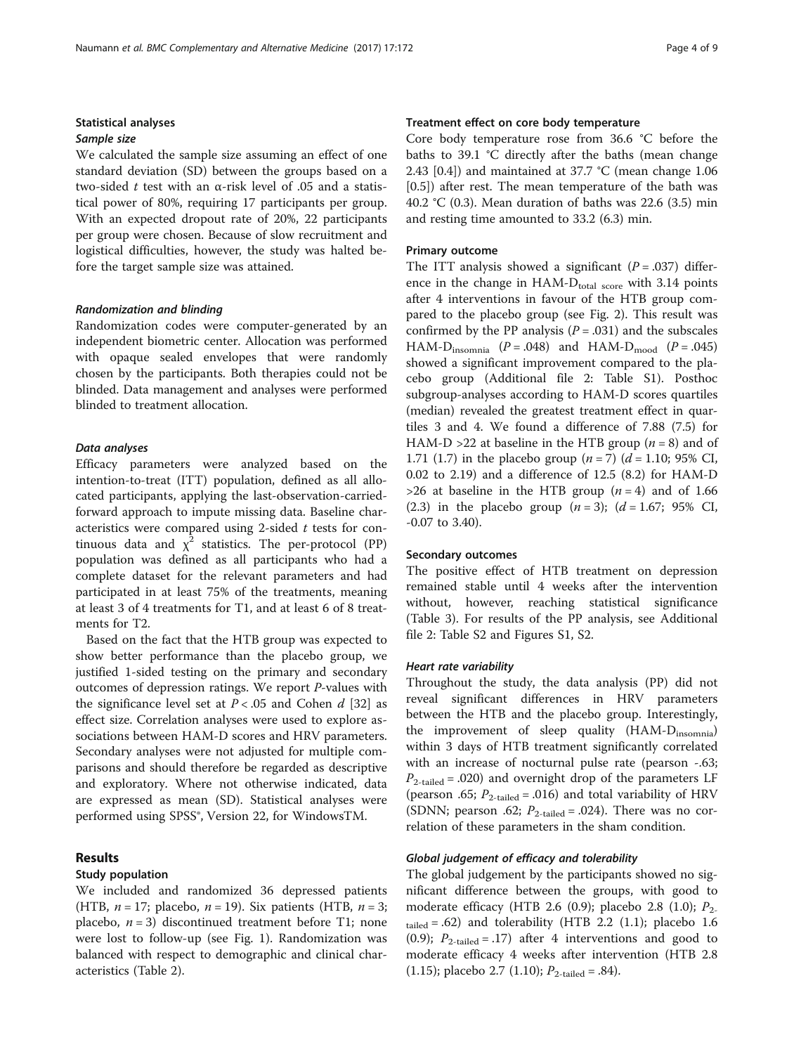## Statistical analyses

### *Sample size*

We calculated the sample size assuming an effect of one standard deviation (SD) between the groups based on a two-sided $t$ test with an α-risk level of .05 and a statistical power of 80%, requiring 17 participants per group. With an expected dropout rate of 20%, 22 participants per group were chosen. Because of slow recruitment and logistical difficulties, however, the study was halted before the target sample size was attained.

### *Randomization and blinding*

Randomization codes were computer-generated by an independent biometric center. Allocation was performed with opaque sealed envelopes that were randomly chosen by the participants. Both therapies could not be blinded. Data management and analyses were performed blinded to treatment allocation.

### *Data analyses*

Efficacy parameters were analyzed based on the intention-to-treat (ITT) population, defined as all allocated participants, applying the last-observation-carried-forward approach to impute missing data. Baseline characteristics were compared using 2-sided $t$ tests for continuous data and $\chi^2$ statistics. The per-protocol (PP) population was defined as all participants who had a complete dataset for the relevant parameters and had participated in at least 75% of the treatments, meaning at least 3 of 4 treatments for T1, and at least 6 of 8 treatments for T2.

Based on the fact that the HTB group was expected to show better performance than the placebo group, we justified 1-sided testing on the primary and secondary outcomes of depression ratings. We report $P$-values with the significance level set at $P < .05$ and Cohen $d$ [32] as effect size. Correlation analyses were used to explore associations between HAM-D scores and HRV parameters. Secondary analyses were not adjusted for multiple comparisons and should therefore be regarded as descriptive and exploratory. Where not otherwise indicated, data are expressed as mean (SD). Statistical analyses were performed using SPSS®, Version 22, for WindowsTM.

## Results

### Study population

We included and randomized 36 depressed patients (HTB, $n = 17$; placebo, $n = 19$). Six patients (HTB, $n = 3$; placebo, $n = 3$) discontinued treatment before T1; none were lost to follow-up (see Fig. 1). Randomization was balanced with respect to demographic and clinical characteristics (Table 2).

### Treatment effect on core body temperature

Core body temperature rose from 36.6 °C before the baths to 39.1 °C directly after the baths (mean change 2.43 [0.4]) and maintained at 37.7 °C (mean change 1.06 [0.5]) after rest. The mean temperature of the bath was 40.2 °C (0.3). Mean duration of baths was 22.6 (3.5) min and resting time amounted to 33.2 (6.3) min.

### Primary outcome

The ITT analysis showed a significant ($P = .037$) difference in the change in $\text{HAM-D}_{\text{total score}}$ with 3.14 points after 4 interventions in favour of the HTB group compared to the placebo group (see Fig. 2). This result was confirmed by the PP analysis ($P = .031$) and the subscales $\text{HAM-D}_{\text{insomnia}}$ ($P = .048$) and $\text{HAM-D}_{\text{mood}}$ ($P = .045$) showed a significant improvement compared to the placebo group (Additional file 2: Table S1). Posthoc subgroup-analyses according to HAM-D scores quartiles (median) revealed the greatest treatment effect in quartiles 3 and 4. We found a difference of 7.88 (7.5) for HAM-D >22 at baseline in the HTB group ($n = 8$) and of 1.71 (1.7) in the placebo group ($n = 7$) ($d = 1.10$; 95% CI, 0.02 to 2.19) and a difference of 12.5 (8.2) for HAM-D >26 at baseline in the HTB group ($n = 4$) and of 1.66 (2.3) in the placebo group ($n = 3$); ($d = 1.67$; 95% CI, -0.07 to 3.40).

### Secondary outcomes

The positive effect of HTB treatment on depression remained stable until 4 weeks after the intervention without, however, reaching statistical significance (Table 3). For results of the PP analysis, see Additional file 2: Table S2 and Figures S1, S2.

### *Heart rate variability*

Throughout the study, the data analysis (PP) did not reveal significant differences in HRV parameters between the HTB and the placebo group. Interestingly, the improvement of sleep quality ($\text{HAM-D}_{\text{insomnia}}$) within 3 days of HTB treatment significantly correlated with an increase of nocturnal pulse rate (pearson -.63; $P_{\text{2-tailed}} = .020$) and overnight drop of the parameters LF (pearson .65; $P_{\text{2-tailed}} = .016$) and total variability of HRV (SDNN; pearson .62; $P_{\text{2-tailed}} = .024$). There was no correlation of these parameters in the sham condition.

### *Global judgement of efficacy and tolerability*

The global judgement by the participants showed no significant difference between the groups, with good to moderate efficacy (HTB 2.6 (0.9); placebo 2.8 (1.0); $P_{\text{2-tailed}} = .62$) and tolerability (HTB 2.2 (1.1); placebo 1.6 (0.9); $P_{\text{2-tailed}} = .17$) after 4 interventions and good to moderate efficacy 4 weeks after intervention (HTB 2.8 (1.15); placebo 2.7 (1.10); $P_{\text{2-tailed}} = .84$).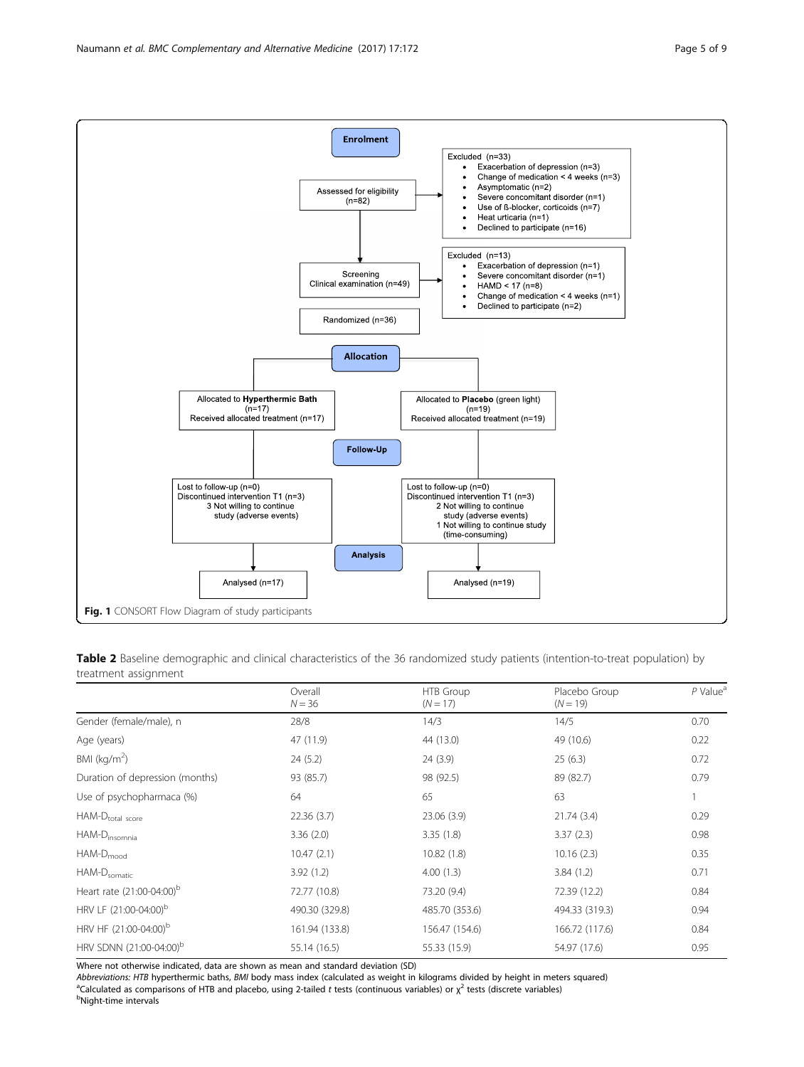Enrolment

Assessed for eligibility (n=82)

Excluded (n=33)
- Exacerbation of depression (n=3)
- Change of medication < 4 weeks (n=3)
- Asymptomatic (n=2)
- Severe concomitant disorder (n=1)
- Use of ß-blocker, corticoids (n=7)
- Heat urticaria (n=1)
- Declined to participate (n=16)

Screening
Clinical examination (n=49)

Excluded (n=13)
- Exacerbation of depression (n=1)
- Severe concomitant disorder (n=1)
- HAMD < 17 (n=8)
- Change of medication < 4 weeks (n=1)
- Declined to participate (n=2)

Randomized (n=36)

Allocation

Allocated to **Hyperthermic Bath** (n=17)
Received allocated treatment (n=17)

Allocated to **Placebo** (green light) (n=19)
Received allocated treatment (n=19)

Follow-Up

Lost to follow-up (n=0)
Discontinued intervention T1 (n=3)
3 Not willing to continue study (adverse events)

Lost to follow-up (n=0)
Discontinued intervention T1 (n=3)
2 Not willing to continue study (adverse events)
1 Not willing to continue study (time-consuming)

Analysis

Analysed (n=17)

Analysed (n=19)

**Fig. 1** CONSORT Flow Diagram of study participants

**Table 2** Baseline demographic and clinical characteristics of the 36 randomized study patients (intention-to-treat population) by treatment assignment

| | Overall *N* = 36 | HTB Group (*N* = 17) | Placebo Group (*N* = 19) | *P* Value[a] |
|---|---|---|---|---|
| Gender (female/male), n | 28/8 | 14/3 | 14/5 | 0.70 |
| Age (years) | 47 (11.9) | 44 (13.0) | 49 (10.6) | 0.22 |
| BMI (kg/m$^2$) | 24 (5.2) | 24 (3.9) | 25 (6.3) | 0.72 |
| Duration of depression (months) | 93 (85.7) | 98 (92.5) | 89 (82.7) | 0.79 |
| Use of psychopharmaca (%) | 64 | 65 | 63 | 1 |
| HAM-$D_{total\ score}$ | 22.36 (3.7) | 23.06 (3.9) | 21.74 (3.4) | 0.29 |
| HAM-$D_{insomnia}$ | 3.36 (2.0) | 3.35 (1.8) | 3.37 (2.3) | 0.98 |
| HAM-$D_{mood}$ | 10.47 (2.1) | 10.82 (1.8) | 10.16 (2.3) | 0.35 |
| HAM-$D_{somatic}$ | 3.92 (1.2) | 4.00 (1.3) | 3.84 (1.2) | 0.71 |
| Heart rate (21:00-04:00)[b] | 72.77 (10.8) | 73.20 (9.4) | 72.39 (12.2) | 0.84 |
| HRV LF (21:00-04:00)[b] | 490.30 (329.8) | 485.70 (353.6) | 494.33 (319.3) | 0.94 |
| HRV HF (21:00-04:00)[b] | 161.94 (133.8) | 156.47 (154.6) | 166.72 (117.6) | 0.84 |
| HRV SDNN (21:00-04:00)[b] | 55.14 (16.5) | 55.33 (15.9) | 54.97 (17.6) | 0.95 |

Where not otherwise indicated, data are shown as mean and standard deviation (SD)
*Abbreviations: HTB* hyperthermic baths, *BMI* body mass index (calculated as weight in kilograms divided by height in meters squared)
[a]Calculated as comparisons of HTB and placebo, using 2-tailed *t* tests (continuous variables) or $\chi^2$ tests (discrete variables)
[b]Night-time intervals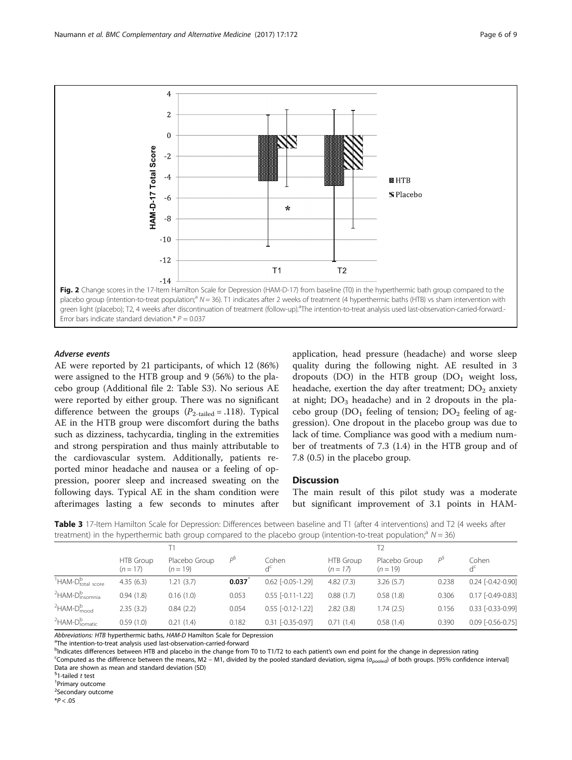**Fig. 2** Change scores in the 17-Item Hamilton Scale for Depression (HAM-D-17) from baseline (T0) in the hyperthermic bath group compared to the placebo group (intention-to-treat population;[a] $N = 36$). T1 indicates after 2 weeks of treatment (4 hyperthermic baths (HTB) vs sham intervention with green light (placebo); T2, 4 weeks after discontinuation of treatment (follow-up).[a]The intention-to-treat analysis used last-observation-carried-forward.- Error bars indicate standard deviation.* $P = 0.037$

### Adverse events

AE were reported by 21 participants, of which 12 (86%) were assigned to the HTB group and 9 (56%) to the placebo group (Additional file 2: Table S3). No serious AE were reported by either group. There was no significant difference between the groups ($P_{2\text{-tailed}} = .118$). Typical AE in the HTB group were discomfort during the baths such as dizziness, tachycardia, tingling in the extremities and strong perspiration and thus mainly attributable to the cardiovascular system. Additionally, patients reported minor headache and nausea or a feeling of oppression, poorer sleep and increased sweating on the following days. Typical AE in the sham condition were afterimages lasting a few seconds to minutes after application, head pressure (headache) and worse sleep quality during the following night. AE resulted in 3 dropouts (DO) in the HTB group ($DO_1$ weight loss, headache, exertion the day after treatment; $DO_2$ anxiety at night; $DO_3$ headache) and in 2 dropouts in the placebo group ($DO_1$ feeling of tension; $DO_2$ feeling of aggression). One dropout in the placebo group was due to lack of time. Compliance was good with a medium number of treatments of 7.3 (1.4) in the HTB group and of 7.8 (0.5) in the placebo group.

## Discussion

The main result of this pilot study was a moderate but significant improvement of 3.1 points in HAM-

**Table 3** 17-Item Hamilton Scale for Depression: Differences between baseline and T1 (after 4 interventions) and T2 (4 weeks after treatment) in the hyperthermic bath group compared to the placebo group (intention-to-treat population;[a] $N = 36$)

| | T1 | | | | T2 | | | |
|---|---|---|---|---|---|---|---|---|
| | HTB Group ($n = 17$) | Placebo Group ($n = 19$) | $P^{\S}$ | Cohen $d^c$ | HTB Group ($n = 17$) | Placebo Group ($n = 19$) | $P^{\S}$ | Cohen $d^c$ |
| [1]HAM-$D^b_{total\ score}$ | 4.35 (6.3) | 1.21 (3.7) | **0.037**[*] | 0.62 [-0.05-1.29] | 4.82 (7.3) | 3.26 (5.7) | 0.238 | 0.24 [-0.42-0.90] |
| [2]HAM-$D^b_{insomnia}$ | 0.94 (1.8) | 0.16 (1.0) | 0.053 | 0.55 [-0.11-1.22] | 0.88 (1.7) | 0.58 (1.8) | 0.306 | 0.17 [-0.49-0.83] |
| [2]HAM-$D^b_{mood}$ | 2.35 (3.2) | 0.84 (2.2) | 0.054 | 0.55 [-0.12-1.22] | 2.82 (3.8) | 1.74 (2.5) | 0.156 | 0.33 [-0.33-0.99] |
| [2]HAM-$D^b_{somatic}$ | 0.59 (1.0) | 0.21 (1.4) | 0.182 | 0.31 [-0.35-0.97] | 0.71 (1.4) | 0.58 (1.4) | 0.390 | 0.09 [-0.56-0.75] |

*Abbreviations: HTB* hyperthermic baths, *HAM-D* Hamilton Scale for Depression

[a]The intention-to-treat analysis used last-observation-carried-forward

[b]Indicates differences between HTB and placebo in the change from T0 to T1/T2 to each patient's own end point for the change in depression rating

[c]Computed as the difference between the means, M2 – M1, divided by the pooled standard deviation, sigma ($\sigma_{pooled}$) of both groups. [95% confidence interval]

Data are shown as mean and standard deviation (SD)

[§]1-tailed *t* test

[1]Primary outcome

[2]Secondary outcome

*$P < .05$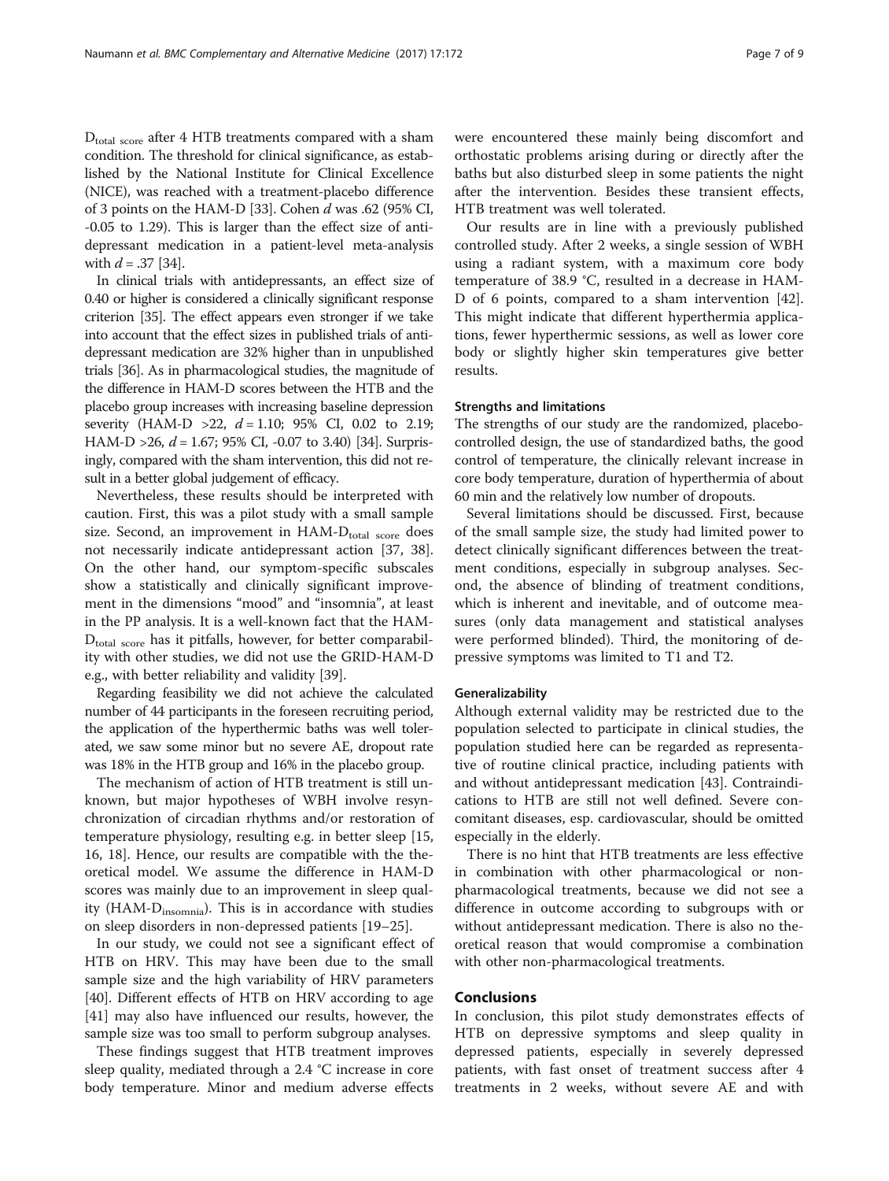$D_{total\ score}$ after 4 HTB treatments compared with a sham condition. The threshold for clinical significance, as established by the National Institute for Clinical Excellence (NICE), was reached with a treatment-placebo difference of 3 points on the HAM-D [33]. Cohen $d$ was .62 (95% CI, -0.05 to 1.29). This is larger than the effect size of antidepressant medication in a patient-level meta-analysis with $d = .37$ [34].

In clinical trials with antidepressants, an effect size of 0.40 or higher is considered a clinically significant response criterion [35]. The effect appears even stronger if we take into account that the effect sizes in published trials of antidepressant medication are 32% higher than in unpublished trials [36]. As in pharmacological studies, the magnitude of the difference in HAM-D scores between the HTB and the placebo group increases with increasing baseline depression severity (HAM-D >22, $d = 1.10$; 95% CI, 0.02 to 2.19; HAM-D >26, $d = 1.67$; 95% CI, -0.07 to 3.40) [34]. Surprisingly, compared with the sham intervention, this did not result in a better global judgement of efficacy.

Nevertheless, these results should be interpreted with caution. First, this was a pilot study with a small sample size. Second, an improvement in HAM-$D_{total\ score}$ does not necessarily indicate antidepressant action [37, 38]. On the other hand, our symptom-specific subscales show a statistically and clinically significant improvement in the dimensions "mood" and "insomnia", at least in the PP analysis. It is a well-known fact that the HAM-$D_{total\ score}$ has it pitfalls, however, for better comparability with other studies, we did not use the GRID-HAM-D e.g., with better reliability and validity [39].

Regarding feasibility we did not achieve the calculated number of 44 participants in the foreseen recruiting period, the application of the hyperthermic baths was well tolerated, we saw some minor but no severe AE, dropout rate was 18% in the HTB group and 16% in the placebo group.

The mechanism of action of HTB treatment is still unknown, but major hypotheses of WBH involve resynchronization of circadian rhythms and/or restoration of temperature physiology, resulting e.g. in better sleep [15, 16, 18]. Hence, our results are compatible with the theoretical model. We assume the difference in HAM-D scores was mainly due to an improvement in sleep quality (HAM-$D_{insomnia}$). This is in accordance with studies on sleep disorders in non-depressed patients [19–25].

In our study, we could not see a significant effect of HTB on HRV. This may have been due to the small sample size and the high variability of HRV parameters [40]. Different effects of HTB on HRV according to age [41] may also have influenced our results, however, the sample size was too small to perform subgroup analyses.

These findings suggest that HTB treatment improves sleep quality, mediated through a 2.4 °C increase in core body temperature. Minor and medium adverse effects were encountered these mainly being discomfort and orthostatic problems arising during or directly after the baths but also disturbed sleep in some patients the night after the intervention. Besides these transient effects, HTB treatment was well tolerated.

Our results are in line with a previously published controlled study. After 2 weeks, a single session of WBH using a radiant system, with a maximum core body temperature of 38.9 °C, resulted in a decrease in HAM-D of 6 points, compared to a sham intervention [42]. This might indicate that different hyperthermia applications, fewer hyperthermic sessions, as well as lower core body or slightly higher skin temperatures give better results.

### Strengths and limitations

The strengths of our study are the randomized, placebo-controlled design, the use of standardized baths, the good control of temperature, the clinically relevant increase in core body temperature, duration of hyperthermia of about 60 min and the relatively low number of dropouts.

Several limitations should be discussed. First, because of the small sample size, the study had limited power to detect clinically significant differences between the treatment conditions, especially in subgroup analyses. Second, the absence of blinding of treatment conditions, which is inherent and inevitable, and of outcome measures (only data management and statistical analyses were performed blinded). Third, the monitoring of depressive symptoms was limited to T1 and T2.

### Generalizability

Although external validity may be restricted due to the population selected to participate in clinical studies, the population studied here can be regarded as representative of routine clinical practice, including patients with and without antidepressant medication [43]. Contraindications to HTB are still not well defined. Severe concomitant diseases, esp. cardiovascular, should be omitted especially in the elderly.

There is no hint that HTB treatments are less effective in combination with other pharmacological or non-pharmacological treatments, because we did not see a difference in outcome according to subgroups with or without antidepressant medication. There is also no theoretical reason that would compromise a combination with other non-pharmacological treatments.

## Conclusions

In conclusion, this pilot study demonstrates effects of HTB on depressive symptoms and sleep quality in depressed patients, especially in severely depressed patients, with fast onset of treatment success after 4 treatments in 2 weeks, without severe AE and with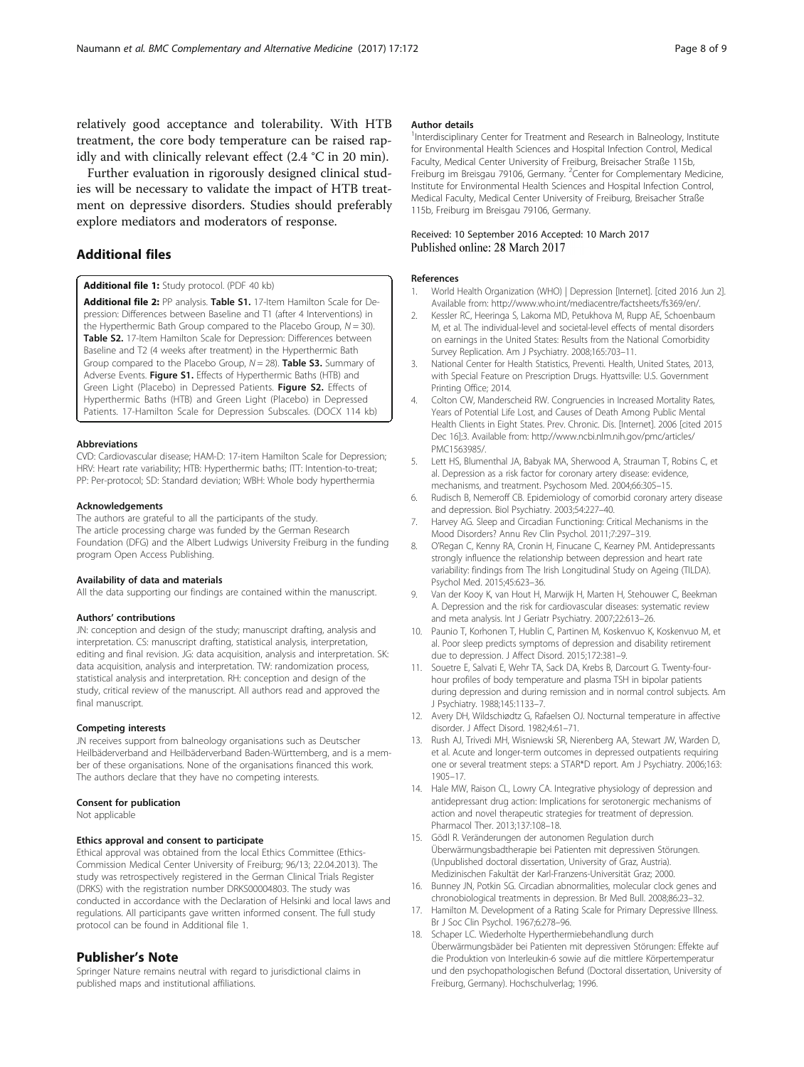relatively good acceptance and tolerability. With HTB treatment, the core body temperature can be raised rapidly and with clinically relevant effect (2.4 °C in 20 min).

Further evaluation in rigorously designed clinical studies will be necessary to validate the impact of HTB treatment on depressive disorders. Studies should preferably explore mediators and moderators of response.

## Additional files

**Additional file 1:** Study protocol. (PDF 40 kb)

**Additional file 2:** PP analysis. **Table S1.** 17-Item Hamilton Scale for Depression: Differences between Baseline and T1 (after 4 Interventions) in the Hyperthermic Bath Group compared to the Placebo Group, $N = 30$). **Table S2.** 17-Item Hamilton Scale for Depression: Differences between Baseline and T2 (4 weeks after treatment) in the Hyperthermic Bath Group compared to the Placebo Group, $N = 28$). **Table S3.** Summary of Adverse Events. **Figure S1.** Effects of Hyperthermic Baths (HTB) and Green Light (Placebo) in Depressed Patients. **Figure S2.** Effects of Hyperthermic Baths (HTB) and Green Light (Placebo) in Depressed Patients. 17-Hamilton Scale for Depression Subscales. (DOCX 114 kb)

#### Abbreviations

CVD: Cardiovascular disease; HAM-D: 17-item Hamilton Scale for Depression; HRV: Heart rate variability; HTB: Hyperthermic baths; ITT: Intention-to-treat; PP: Per-protocol; SD: Standard deviation; WBH: Whole body hyperthermia

#### Acknowledgements

The authors are grateful to all the participants of the study.
The article processing charge was funded by the German Research Foundation (DFG) and the Albert Ludwigs University Freiburg in the funding program Open Access Publishing.

#### Availability of data and materials

All the data supporting our findings are contained within the manuscript.

#### Authors' contributions

JN: conception and design of the study; manuscript drafting, analysis and interpretation. CS: manuscript drafting, statistical analysis, interpretation, editing and final revision. JG: data acquisition, analysis and interpretation. SK: data acquisition, analysis and interpretation. TW: randomization process, statistical analysis and interpretation. RH: conception and design of the study, critical review of the manuscript. All authors read and approved the final manuscript.

#### Competing interests

JN receives support from balneology organisations such as Deutscher Heilbäderverband and Heilbäderverband Baden-Württemberg, and is a member of these organisations. None of the organisations financed this work. The authors declare that they have no competing interests.

#### Consent for publication

Not applicable

#### Ethics approval and consent to participate

Ethical approval was obtained from the local Ethics Committee (Ethics-Commission Medical Center University of Freiburg; 96/13; 22.04.2013). The study was retrospectively registered in the German Clinical Trials Register (DRKS) with the registration number DRKS00004803. The study was conducted in accordance with the Declaration of Helsinki and local laws and regulations. All participants gave written informed consent. The full study protocol can be found in Additional file 1.

## Publisher's Note

Springer Nature remains neutral with regard to jurisdictional claims in published maps and institutional affiliations.

#### Author details

[1]Interdisciplinary Center for Treatment and Research in Balneology, Institute for Environmental Health Sciences and Hospital Infection Control, Medical Faculty, Medical Center University of Freiburg, Breisacher Straße 115b, Freiburg im Breisgau 79106, Germany. [2]Center for Complementary Medicine, Institute for Environmental Health Sciences and Hospital Infection Control, Medical Faculty, Medical Center University of Freiburg, Breisacher Straße 115b, Freiburg im Breisgau 79106, Germany.

Received: 10 September 2016 Accepted: 10 March 2017
Published online: 28 March 2017

#### References

1. World Health Organization (WHO) | Depression [Internet]. [cited 2016 Jun 2]. Available from: http://www.who.int/mediacentre/factsheets/fs369/en/.
2. Kessler RC, Heeringa S, Lakoma MD, Petukhova M, Rupp AE, Schoenbaum M, et al. The individual-level and societal-level effects of mental disorders on earnings in the United States: Results from the National Comorbidity Survey Replication. Am J Psychiatry. 2008;165:703–11.
3. National Center for Health Statistics, Preventi. Health, United States, 2013, with Special Feature on Prescription Drugs. Hyattsville: U.S. Government Printing Office; 2014.
4. Colton CW, Manderscheid RW. Congruencies in Increased Mortality Rates, Years of Potential Life Lost, and Causes of Death Among Public Mental Health Clients in Eight States. Prev. Chronic. Dis. [Internet]. 2006 [cited 2015 Dec 16];3. Available from: http://www.ncbi.nlm.nih.gov/pmc/articles/PMC1563985/.
5. Lett HS, Blumenthal JA, Babyak MA, Sherwood A, Strauman T, Robins C, et al. Depression as a risk factor for coronary artery disease: evidence, mechanisms, and treatment. Psychosom Med. 2004;66:305–15.
6. Rudisch B, Nemeroff CB. Epidemiology of comorbid coronary artery disease and depression. Biol Psychiatry. 2003;54:227–40.
7. Harvey AG. Sleep and Circadian Functioning: Critical Mechanisms in the Mood Disorders? Annu Rev Clin Psychol. 2011;7:297–319.
8. O'Regan C, Kenny RA, Cronin H, Finucane C, Kearney PM. Antidepressants strongly influence the relationship between depression and heart rate variability: findings from The Irish Longitudinal Study on Ageing (TILDA). Psychol Med. 2015;45:623–36.
9. Van der Kooy K, van Hout H, Marwijk H, Marten H, Stehouwer C, Beekman A. Depression and the risk for cardiovascular diseases: systematic review and meta analysis. Int J Geriatr Psychiatry. 2007;22:613–26.
10. Paunio T, Korhonen T, Hublin C, Partinen M, Koskenvuo K, Koskenvuo M, et al. Poor sleep predicts symptoms of depression and disability retirement due to depression. J Affect Disord. 2015;172:381–9.
11. Souetre E, Salvati E, Wehr TA, Sack DA, Krebs B, Darcourt G. Twenty-four-hour profiles of body temperature and plasma TSH in bipolar patients during depression and during remission and in normal control subjects. Am J Psychiatry. 1988;145:1133–7.
12. Avery DH, Wildschiødtz G, Rafaelsen OJ. Nocturnal temperature in affective disorder. J Affect Disord. 1982;4:61–71.
13. Rush AJ, Trivedi MH, Wisniewski SR, Nierenberg AA, Stewart JW, Warden D, et al. Acute and longer-term outcomes in depressed outpatients requiring one or several treatment steps: a STAR*D report. Am J Psychiatry. 2006;163:1905–17.
14. Hale MW, Raison CL, Lowry CA. Integrative physiology of depression and antidepressant drug action: Implications for serotonergic mechanisms of action and novel therapeutic strategies for treatment of depression. Pharmacol Ther. 2013;137:108–18.
15. Gödl R. Veränderungen der autonomen Regulation durch Überwärmungsbadtherapie bei Patienten mit depressiven Störungen. (Unpublished doctoral dissertation, University of Graz, Austria). Medizinischen Fakultät der Karl-Franzens-Universität Graz; 2000.
16. Bunney JN, Potkin SG. Circadian abnormalities, molecular clock genes and chronobiological treatments in depression. Br Med Bull. 2008;86:23–32.
17. Hamilton M. Development of a Rating Scale for Primary Depressive Illness. Br J Soc Clin Psychol. 1967;6:278–96.
18. Schaper LC. Wiederholte Hyperthermiebehandlung durch Überwärmungsbäder bei Patienten mit depressiven Störungen: Effekte auf die Produktion von Interleukin-6 sowie auf die mittlere Körpertemperatur und den psychopathologischen Befund (Doctoral dissertation, University of Freiburg, Germany). Hochschulverlag; 1996.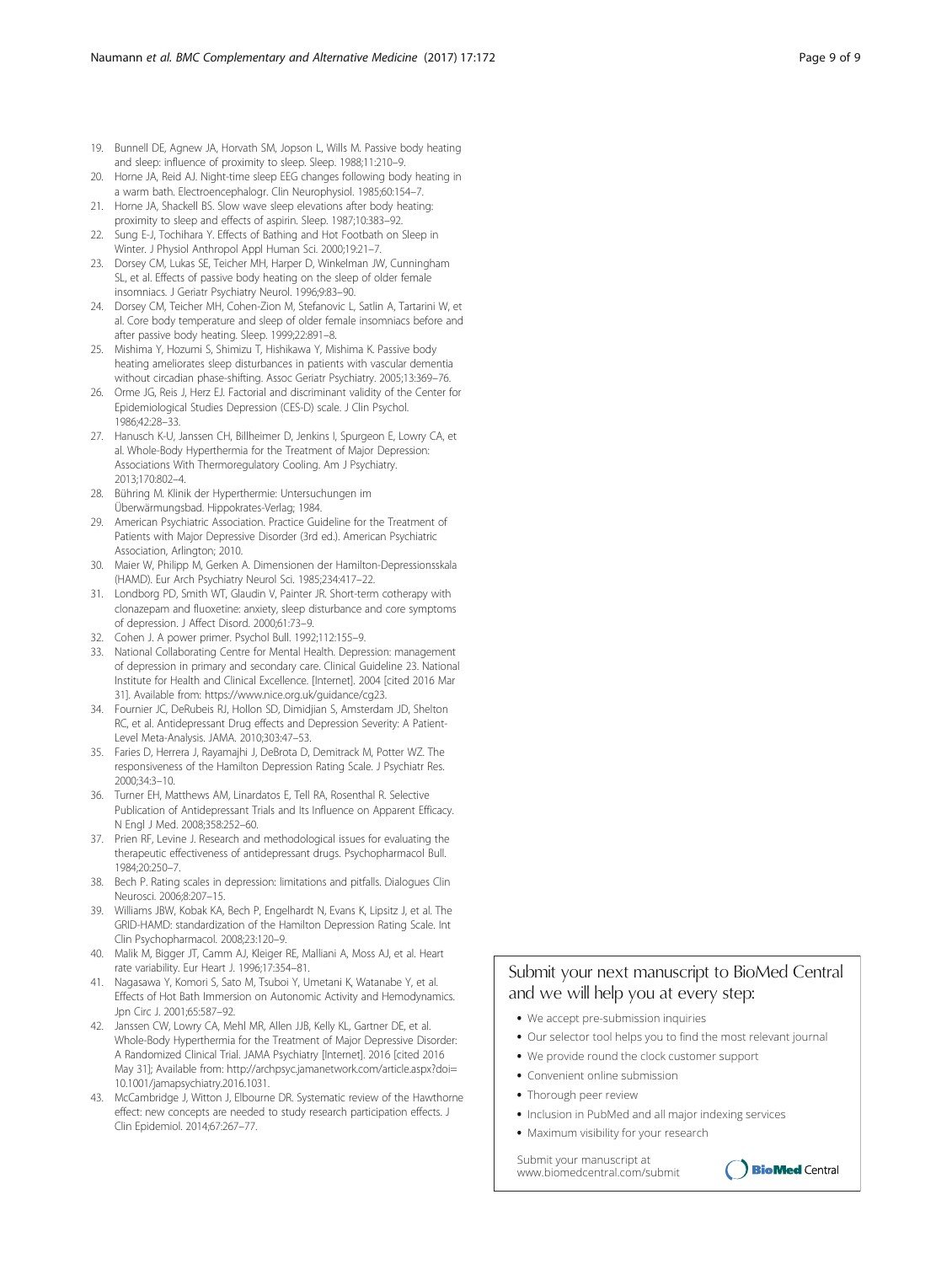19. Bunnell DE, Agnew JA, Horvath SM, Jopson L, Wills M. Passive body heating and sleep: influence of proximity to sleep. Sleep. 1988;11:210–9.
20. Horne JA, Reid AJ. Night-time sleep EEG changes following body heating in a warm bath. Electroencephalogr. Clin Neurophysiol. 1985;60:154–7.
21. Horne JA, Shackell BS. Slow wave sleep elevations after body heating: proximity to sleep and effects of aspirin. Sleep. 1987;10:383–92.
22. Sung E-J, Tochihara Y. Effects of Bathing and Hot Footbath on Sleep in Winter. J Physiol Anthropol Appl Human Sci. 2000;19:21–7.
23. Dorsey CM, Lukas SE, Teicher MH, Harper D, Winkelman JW, Cunningham SL, et al. Effects of passive body heating on the sleep of older female insomniacs. J Geriatr Psychiatry Neurol. 1996;9:83–90.
24. Dorsey CM, Teicher MH, Cohen-Zion M, Stefanovic L, Satlin A, Tartarini W, et al. Core body temperature and sleep of older female insomniacs before and after passive body heating. Sleep. 1999;22:891–8.
25. Mishima Y, Hozumi S, Shimizu T, Hishikawa Y, Mishima K. Passive body heating ameliorates sleep disturbances in patients with vascular dementia without circadian phase-shifting. Assoc Geriatr Psychiatry. 2005;13:369–76.
26. Orme JG, Reis J, Herz EJ. Factorial and discriminant validity of the Center for Epidemiological Studies Depression (CES-D) scale. J Clin Psychol. 1986;42:28–33.
27. Hanusch K-U, Janssen CH, Billheimer D, Jenkins I, Spurgeon E, Lowry CA, et al. Whole-Body Hyperthermia for the Treatment of Major Depression: Associations With Thermoregulatory Cooling. Am J Psychiatry. 2013;170:802–4.
28. Bühring M. Klinik der Hyperthermie: Untersuchungen im Überwärmungsbad. Hippokrates-Verlag; 1984.
29. American Psychiatric Association. Practice Guideline for the Treatment of Patients with Major Depressive Disorder (3rd ed.). American Psychiatric Association, Arlington; 2010.
30. Maier W, Philipp M, Gerken A. Dimensionen der Hamilton-Depressionsskala (HAMD). Eur Arch Psychiatry Neurol Sci. 1985;234:417–22.
31. Londborg PD, Smith WT, Glaudin V, Painter JR. Short-term cotherapy with clonazepam and fluoxetine: anxiety, sleep disturbance and core symptoms of depression. J Affect Disord. 2000;61:73–9.
32. Cohen J. A power primer. Psychol Bull. 1992;112:155–9.
33. National Collaborating Centre for Mental Health. Depression: management of depression in primary and secondary care. Clinical Guideline 23. National Institute for Health and Clinical Excellence. [Internet]. 2004 [cited 2016 Mar 31]. Available from: https://www.nice.org.uk/guidance/cg23.
34. Fournier JC, DeRubeis RJ, Hollon SD, Dimidjian S, Amsterdam JD, Shelton RC, et al. Antidepressant Drug effects and Depression Severity: A Patient-Level Meta-Analysis. JAMA. 2010;303:47–53.
35. Faries D, Herrera J, Rayamajhi J, DeBrota D, Demitrack M, Potter WZ. The responsiveness of the Hamilton Depression Rating Scale. J Psychiatr Res. 2000;34:3–10.
36. Turner EH, Matthews AM, Linardatos E, Tell RA, Rosenthal R. Selective Publication of Antidepressant Trials and Its Influence on Apparent Efficacy. N Engl J Med. 2008;358:252–60.
37. Prien RF, Levine J. Research and methodological issues for evaluating the therapeutic effectiveness of antidepressant drugs. Psychopharmacol Bull. 1984;20:250–7.
38. Bech P. Rating scales in depression: limitations and pitfalls. Dialogues Clin Neurosci. 2006;8:207–15.
39. Williams JBW, Kobak KA, Bech P, Engelhardt N, Evans K, Lipsitz J, et al. The GRID-HAMD: standardization of the Hamilton Depression Rating Scale. Int Clin Psychopharmacol. 2008;23:120–9.
40. Malik M, Bigger JT, Camm AJ, Kleiger RE, Malliani A, Moss AJ, et al. Heart rate variability. Eur Heart J. 1996;17:354–81.
41. Nagasawa Y, Komori S, Sato M, Tsuboi Y, Umetani K, Watanabe Y, et al. Effects of Hot Bath Immersion on Autonomic Activity and Hemodynamics. Jpn Circ J. 2001;65:587–92.
42. Janssen CW, Lowry CA, Mehl MR, Allen JJB, Kelly KL, Gartner DE, et al. Whole-Body Hyperthermia for the Treatment of Major Depressive Disorder: A Randomized Clinical Trial. JAMA Psychiatry [Internet]. 2016 [cited 2016 May 31]; Available from: http://archpsyc.jamanetwork.com/article.aspx?doi=10.1001/jamapsychiatry.2016.1031.
43. McCambridge J, Witton J, Elbourne DR. Systematic review of the Hawthorne effect: new concepts are needed to study research participation effects. J Clin Epidemiol. 2014;67:267–77.

Submit your next manuscript to BioMed Central and we will help you at every step:

- We accept pre-submission inquiries
- Our selector tool helps you to find the most relevant journal
- We provide round the clock customer support
- Convenient online submission
- Thorough peer review
- Inclusion in PubMed and all major indexing services
- Maximum visibility for your research

Submit your manuscript at www.biomedcentral.com/submit

BioMed Central